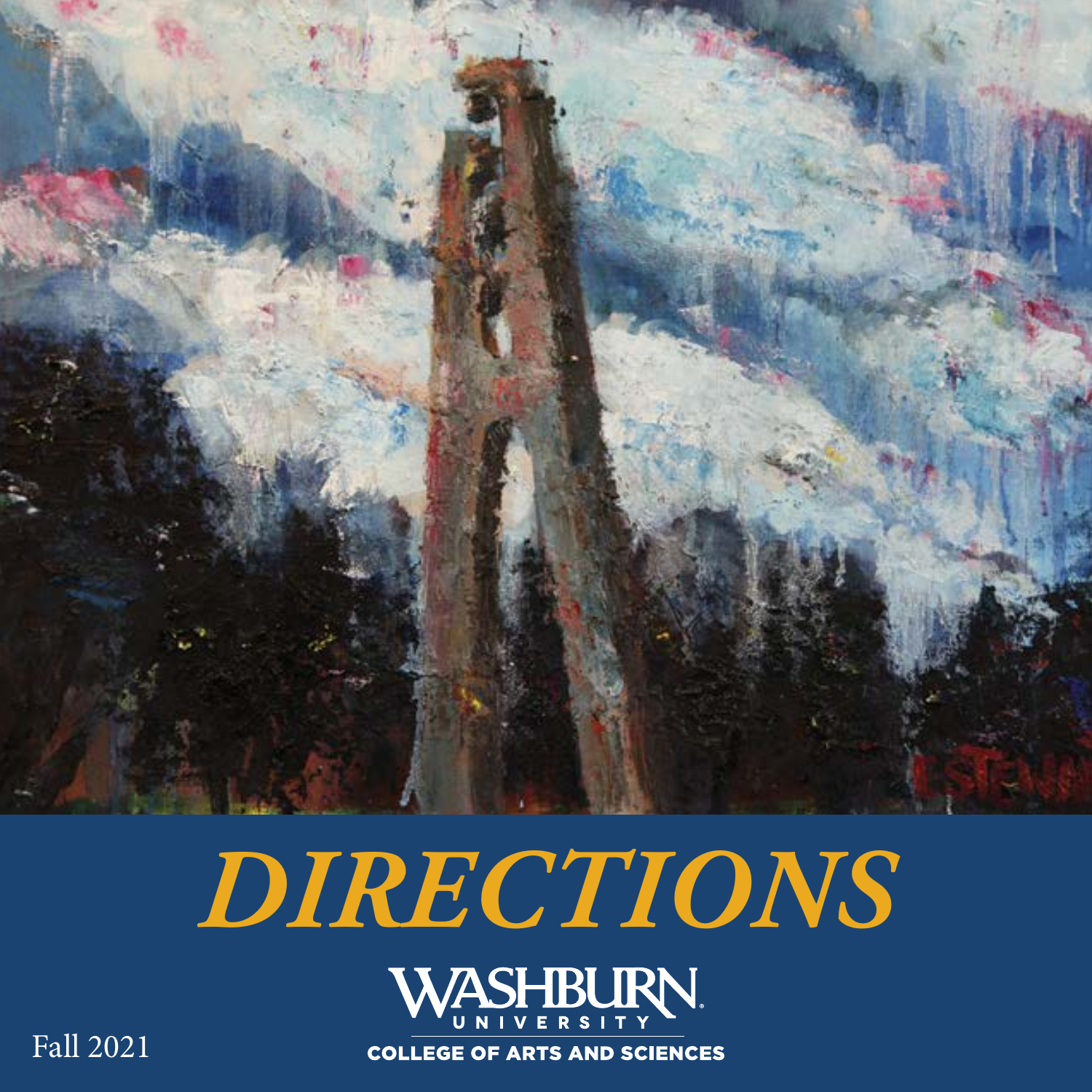# DIRECTIONS

WASHBURN UNIVERSITY

COLLEGE OF ARTS AND SCIENCES

Fall 2021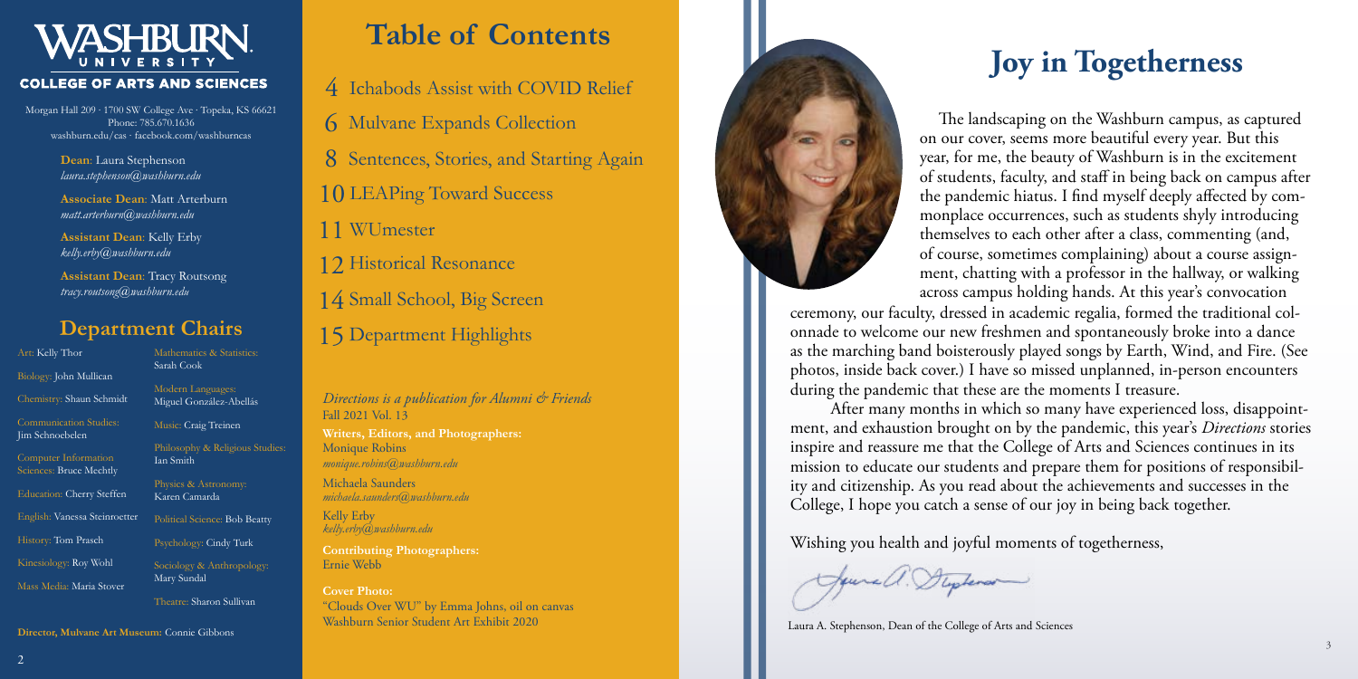# WASHBURN UNIVERSITY

## COLLEGE OF ARTS AND SCIENCES

Morgan Hall 209 · 1700 SW College Ave · Topeka, KS 66621
Phone: 785.670.1636
washburn.edu/cas · facebook.com/washburncas

**Dean**: Laura Stephenson
*laura.stephenson@washburn.edu*

**Associate Dean**: Matt Arterburn
*matt.arterburn@washburn.edu*

**Assistant Dean**: Kelly Erby
*kelly.erby@washburn.edu*

**Assistant Dean**: Tracy Routsong
*tracy.routsong@washburn.edu*

## Department Chairs

- Art: Kelly Thor
- Biology: John Mullican
- Chemistry: Shaun Schmidt
- Communication Studies: Jim Schnoebelen
- Computer Information Sciences: Bruce Mechtly
- Education: Cherry Steffen
- English: Vanessa Steinroetter
- History: Tom Prasch
- Kinesiology: Roy Wohl
- Mass Media: Maria Stover
- Mathematics & Statistics: Sarah Cook
- Modern Languages: Miguel González-Abellás
- Music: Craig Treinen
- Philosophy & Religious Studies: Ian Smith
- Physics & Astronomy: Karen Camarda
- Political Science: Bob Beatty
- Psychology: Cindy Turk
- Sociology & Anthropology: Mary Sundal
- Theatre: Sharon Sullivan

**Director, Mulvane Art Museum:** Connie Gibbons

# Table of Contents

- 4 Ichabods Assist with COVID Relief
- 6 Mulvane Expands Collection
- 8 Sentences, Stories, and Starting Again
- 10 LEAPing Toward Success
- 11 WUmester
- 12 Historical Resonance
- 14 Small School, Big Screen
- 15 Department Highlights

*Directions is a publication for Alumni & Friends*
Fall 2021 Vol. 13

**Writers, Editors, and Photographers:**
Monique Robins
*monique.robins@washburn.edu*

Michaela Saunders
*michaela.saunders@washburn.edu*

Kelly Erby
*kelly.erby@washburn.edu*

**Contributing Photographers:**
Ernie Webb

**Cover Photo:**
"Clouds Over WU" by Emma Johns, oil on canvas
Washburn Senior Student Art Exhibit 2020

# Joy in Togetherness

The landscaping on the Washburn campus, as captured on our cover, seems more beautiful every year. But this year, for me, the beauty of Washburn is in the excitement of students, faculty, and staff in being back on campus after the pandemic hiatus. I find myself deeply affected by commonplace occurrences, such as students shyly introducing themselves to each other after a class, commenting (and, of course, sometimes complaining) about a course assignment, chatting with a professor in the hallway, or walking across campus holding hands. At this year's convocation ceremony, our faculty, dressed in academic regalia, formed the traditional colonnade to welcome our new freshmen and spontaneously broke into a dance as the marching band boisterously played songs by Earth, Wind, and Fire. (See photos, inside back cover.) I have so missed unplanned, in-person encounters during the pandemic that these are the moments I treasure.

After many months in which so many have experienced loss, disappointment, and exhaustion brought on by the pandemic, this year's *Directions* stories inspire and reassure me that the College of Arts and Sciences continues in its mission to educate our students and prepare them for positions of responsibility and citizenship. As you read about the achievements and successes in the College, I hope you catch a sense of our joy in being back together.

Wishing you health and joyful moments of togetherness,

Laura A. Stephenson, Dean of the College of Arts and Sciences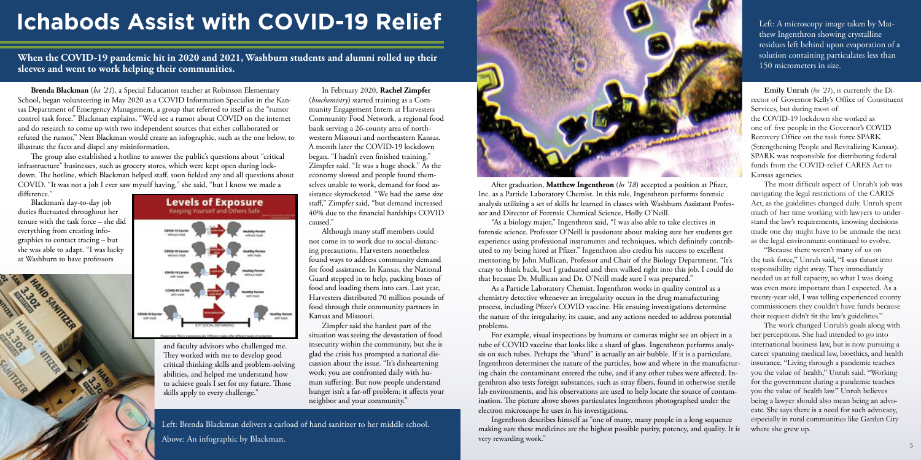# Ichabods Assist with COVID-19 Relief

**When the COVID-19 pandemic hit in 2020 and 2021, Washburn students and alumni rolled up their sleeves and went to work helping their communities.**

**Brenda Blackman** (*ba '21*), a Special Education teacher at Robinson Elementary School, began volunteering in May 2020 as a COVID Information Specialist in the Kansas Department of Emergency Management, a group that referred to itself as the "rumor control task force." Blackman explains, "We'd see a rumor about COVID on the internet and do research to come up with two independent sources that either collaborated or refuted the rumor." Next Blackman would create an infographic, such as the one below, to illustrate the facts and dispel any misinformation.

The group also established a hotline to answer the public's questions about "critical infrastructure" businesses, such as grocery stores, which were kept open during lockdown. The hotline, which Blackman helped staff, soon fielded any and all questions about COVID. "It was not a job I ever saw myself having," she said, "but I know we made a difference."

Blackman's day-to-day job duties fluctuated throughout her tenure with the task force – she did everything from creating infographics to contact tracing – but she was able to adapt. "I was lucky at Washburn to have professors and faculty advisors who challenged me. They worked with me to develop good critical thinking skills and problem-solving abilities, and helped me understand how to achieve goals I set for my future. Those skills apply to every challenge."

Left: Brenda Blackman delivers a carload of hand sanitizer to her middle school.

Above: An infographic by Blackman.

In February 2020, **Rachel Zimpfer** (*biochemistry*) started training as a Community Engagement Intern at Harvesters Community Food Network, a regional food bank serving a 26-county area of northwestern Missouri and northeastern Kansas. A month later the COVID-19 lockdown began. "I hadn't even finished training," Zimpfer said. "It was a huge shock." As the economy slowed and people found themselves unable to work, demand for food assistance skyrocketed. "We had the same size staff," Zimpfer said, "but demand increased 40% due to the financial hardships COVID caused."

Although many staff members could not come in to work due to social-distancing precautions, Harvesters nonetheless found ways to address community demand for food assistance. In Kansas, the National Guard stepped in to help, packing boxes of food and loading them into cars. Last year, Harvesters distributed 70 million pounds of food through their community partners in Kansas and Missouri.

Zimpfer said the hardest part of the situation was seeing the devastation of food insecurity within the community, but she is glad the crisis has prompted a national discussion about the issue. "It's disheartening work; you are confronted daily with human suffering. But now people understand hunger isn't a far-off problem; it affects your neighbor and your community."

After graduation, **Matthew Ingenthron** (*bs '18*) accepted a position at Pfizer, Inc. as a Particle Laboratory Chemist. In this role, Ingenthron performs forensic analysis utilizing a set of skills he learned in classes with Washburn Assistant Professor and Director of Forensic Chemical Science, Holly O'Neill.

"As a biology major," Ingenthron said, "I was also able to take electives in forensic science. Professor O'Neill is passionate about making sure her students get experience using professional instruments and techniques, which definitely contributed to my being hired at Pfizer." Ingenthron also credits his success to excellent mentoring by John Mullican, Professor and Chair of the Biology Department. "It's crazy to think back, but I graduated and then walked right into this job. I could do that because Dr. Mullican and Dr. O'Neill made sure I was prepared."

As a Particle Laboratory Chemist, Ingenthron works in quality control as a chemistry detective whenever an irregularity occurs in the drug manufacturing process, including Pfizer's COVID vaccine. His ensuing investigations determine the nature of the irregularity, its cause, and any actions needed to address potential problems.

For example, visual inspections by humans or cameras might see an object in a tube of COVID vaccine that looks like a shard of glass. Ingenthron performs analysis on such tubes. Perhaps the "shard" is actually an air bubble. If it is a particulate, Ingenthron determines the nature of the particles, how and where in the manufacturing chain the contaminant entered the tube, and if any other tubes were affected. Ingenthron also tests foreign substances, such as stray fibers, found in otherwise sterile lab environments, and his observations are used to help locate the source of contamination. The picture above shows particulates Ingenthron photographed under the electron microscope he uses in his investigations.

Ingenthron describes himself as "one of many, many people in a long sequence making sure these medicines are the highest possible purity, potency, and quality. It is very rewarding work."

Left: A microscopy image taken by Matthew Ingenthron showing crystalline residues left behind upon evaporation of a solution containing particulates less than 150 micrometers in size.

**Emily Unruh** (*ba '21*), is currently the Director of Governor Kelly's Office of Constituent Services, but during most of the COVID-19 lockdown she worked as one of five people in the Governor's COVID Recovery Office on the task force SPARK (Strengthening People and Revitalizing Kansas). SPARK was responsible for distributing federal funds from the COVID-relief CARES Act to Kansas agencies.

The most difficult aspect of Unruh's job was navigating the legal restrictions of the CARES Act, as the guidelines changed daily. Unruh spent much of her time working with lawyers to understand the law's requirements, knowing decisions made one day might have to be unmade the next as the legal environment continued to evolve.

"Because there weren't many of us on the task force," Unruh said, "I was thrust into responsibility right away. They immediately needed us at full capacity, so what I was doing was even more important than I expected. As a twenty-year old, I was telling experienced county commissioners they couldn't have funds because their request didn't fit the law's guidelines."

The work changed Unruh's goals along with her perceptions. She had intended to go into international business law, but is now pursuing a career spanning medical law, bioethics, and health insurance. "Living through a pandemic teaches you the value of health," Unruh said. "Working for the government during a pandemic teaches you the value of health law." Unruh believes being a lawyer should also mean being an advocate. She says there is a need for such advocacy, especially in rural communities like Garden City where she grew up.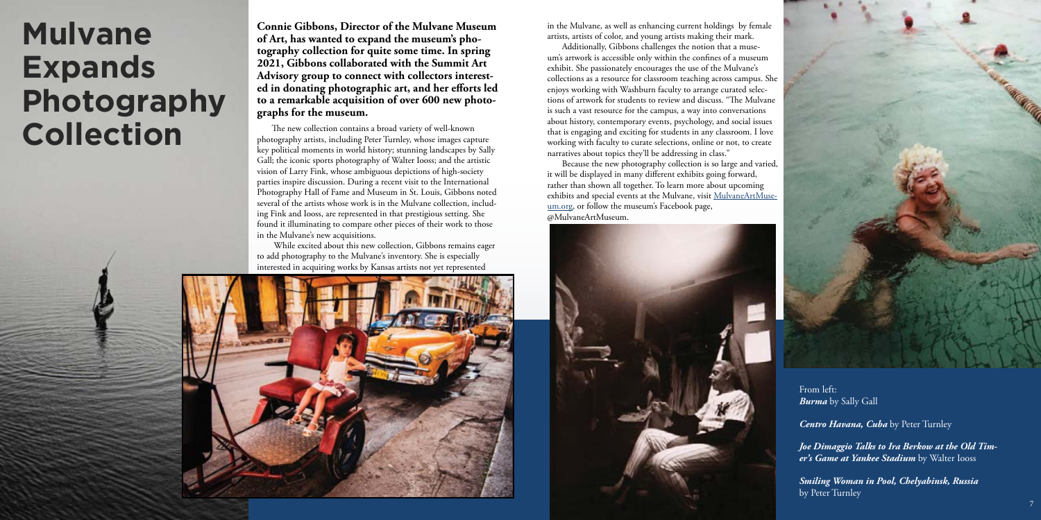# Mulvane Expands Photography Collection

**Connie Gibbons, Director of the Mulvane Museum of Art, has wanted to expand the museum's photography collection for quite some time. In spring 2021, Gibbons collaborated with the Summit Art Advisory group to connect with collectors interested in donating photographic art, and her efforts led to a remarkable acquisition of over 600 new photographs for the museum.**

The new collection contains a broad variety of well-known photography artists, including Peter Turnley, whose images capture key political moments in world history; stunning landscapes by Sally Gall; the iconic sports photography of Walter Iooss; and the artistic vision of Larry Fink, whose ambiguous depictions of high-society parties inspire discussion. During a recent visit to the International Photography Hall of Fame and Museum in St. Louis, Gibbons noted several of the artists whose work is in the Mulvane collection, including Fink and Iooss, are represented in that prestigious setting. She found it illuminating to compare other pieces of their work to those in the Mulvane's new acquisitions.

While excited about this new collection, Gibbons remains eager to add photography to the Mulvane's inventory. She is especially interested in acquiring works by Kansas artists not yet represented in the Mulvane, as well as enhancing current holdings by female artists, artists of color, and young artists making their mark.

Additionally, Gibbons challenges the notion that a museum's artwork is accessible only within the confines of a museum exhibit. She passionately encourages the use of the Mulvane's collections as a resource for classroom teaching across campus. She enjoys working with Washburn faculty to arrange curated selections of artwork for students to review and discuss. "The Mulvane is such a vast resource for the campus, a way into conversations about history, contemporary events, psychology, and social issues that is engaging and exciting for students in any classroom. I love working with faculty to curate selections, online or not, to create narratives about topics they'll be addressing in class."

Because the new photography collection is so large and varied, it will be displayed in many different exhibits going forward, rather than shown all together. To learn more about upcoming exhibits and special events at the Mulvane, visit MulvaneArtMuseum.org, or follow the museum's Facebook page, @MulvaneArtMuseum.

From left:
***Burma*** by Sally Gall

***Centro Havana, Cuba*** by Peter Turnley

***Joe Dimaggio Talks to Ira Berkow at the Old Timer's Game at Yankee Stadium*** by Walter Iooss

***Smiling Woman in Pool, Chelyabinsk, Russia*** by Peter Turnley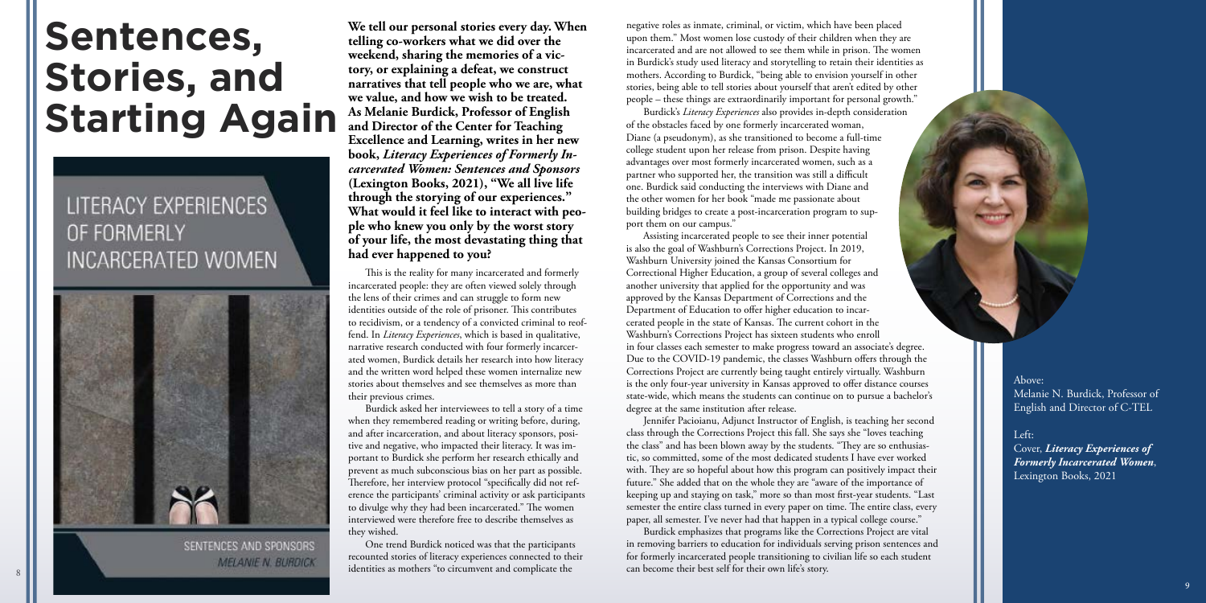# Sentences, Stories, and Starting Again

**We tell our personal stories every day. When telling co-workers what we did over the weekend, sharing the memories of a victory, or explaining a defeat, we construct narratives that tell people who we are, what we value, and how we wish to be treated. As Melanie Burdick, Professor of English and Director of the Center for Teaching Excellence and Learning, writes in her new book, *Literacy Experiences of Formerly Incarcerated Women: Sentences and Sponsors* (Lexington Books, 2021), "We all live life through the storying of our experiences." What would it feel like to interact with people who knew you only by the worst story of your life, the most devastating thing that had ever happened to you?**

This is the reality for many incarcerated and formerly incarcerated people: they are often viewed solely through the lens of their crimes and can struggle to form new identities outside of the role of prisoner. This contributes to recidivism, or a tendency of a convicted criminal to reoffend. In *Literacy Experiences*, which is based in qualitative, narrative research conducted with four formerly incarcerated women, Burdick details her research into how literacy and the written word helped these women internalize new stories about themselves and see themselves as more than their previous crimes.

Burdick asked her interviewees to tell a story of a time when they remembered reading or writing before, during, and after incarceration, and about literacy sponsors, positive and negative, who impacted their literacy. It was important to Burdick she perform her research ethically and prevent as much subconscious bias on her part as possible. Therefore, her interview protocol "specifically did not reference the participants' criminal activity or ask participants to divulge why they had been incarcerated." The women interviewed were therefore free to describe themselves as they wished.

One trend Burdick noticed was that the participants recounted stories of literacy experiences connected to their identities as mothers "to circumvent and complicate the negative roles as inmate, criminal, or victim, which have been placed upon them." Most women lose custody of their children when they are incarcerated and are not allowed to see them while in prison. The women in Burdick's study used literacy and storytelling to retain their identities as mothers. According to Burdick, "being able to envision yourself in other stories, being able to tell stories about yourself that aren't edited by other people – these things are extraordinarily important for personal growth."

Burdick's *Literacy Experiences* also provides in-depth consideration of the obstacles faced by one formerly incarcerated woman, Diane (a pseudonym), as she transitioned to become a full-time college student upon her release from prison. Despite having advantages over most formerly incarcerated women, such as a partner who supported her, the transition was still a difficult one. Burdick said conducting the interviews with Diane and the other women for her book "made me passionate about building bridges to create a post-incarceration program to support them on our campus."

Assisting incarcerated people to see their inner potential is also the goal of Washburn's Corrections Project. In 2019, Washburn University joined the Kansas Consortium for Correctional Higher Education, a group of several colleges and another university that applied for the opportunity and was approved by the Kansas Department of Corrections and the Department of Education to offer higher education to incarcerated people in the state of Kansas. The current cohort in the Washburn's Corrections Project has sixteen students who enroll in four classes each semester to make progress toward an associate's degree. Due to the COVID-19 pandemic, the classes Washburn offers through the Corrections Project are currently being taught entirely virtually. Washburn is the only four-year university in Kansas approved to offer distance courses state-wide, which means the students can continue on to pursue a bachelor's degree at the same institution after release.

Jennifer Pacioianu, Adjunct Instructor of English, is teaching her second class through the Corrections Project this fall. She says she "loves teaching the class" and has been blown away by the students. "They are so enthusiastic, so committed, some of the most dedicated students I have ever worked with. They are so hopeful about how this program can positively impact their future." She added that on the whole they are "aware of the importance of keeping up and staying on task," more so than most first-year students. "Last semester the entire class turned in every paper on time. The entire class, every paper, all semester. I've never had that happen in a typical college course."

Burdick emphasizes that programs like the Corrections Project are vital in removing barriers to education for individuals serving prison sentences and for formerly incarcerated people transitioning to civilian life so each student can become their best self for their own life's story.

Above:
Melanie N. Burdick, Professor of English and Director of C-TEL

Left:
Cover, ***Literacy Experiences of Formerly Incarcerated Women***, Lexington Books, 2021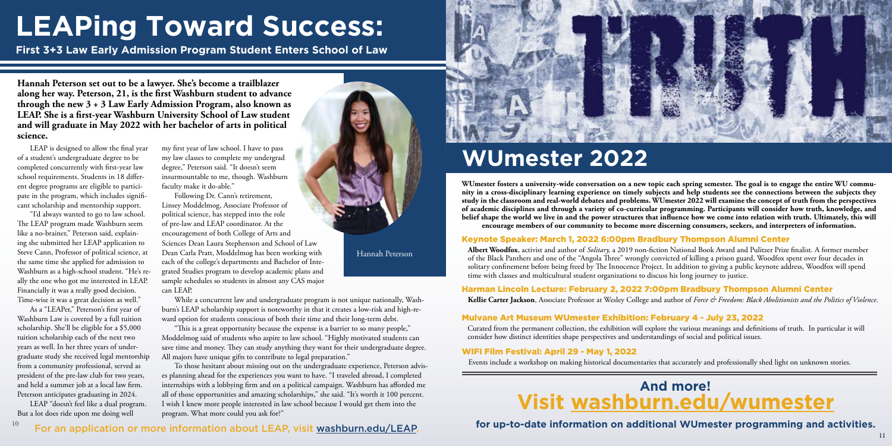# LEAPing Toward Success:

## First 3+3 Law Early Admission Program Student Enters School of Law

**Hannah Peterson set out to be a lawyer. She's become a trailblazer along her way. Peterson, 21, is the first Washburn student to advance through the new 3 + 3 Law Early Admission Program, also known as LEAP. She is a first-year Washburn University School of Law student and will graduate in May 2022 with her bachelor of arts in political science.**

LEAP is designed to allow the final year of a student's undergraduate degree to be completed concurrently with first-year law school requirements. Students in 18 different degree programs are eligible to participate in the program, which includes significant scholarship and mentorship support.

"I'd always wanted to go to law school. The LEAP program made Washburn seem like a no-brainer," Peterson said, explaining she submitted her LEAP application to Steve Cann, Professor of political science, at the same time she applied for admission to Washburn as a high-school student. "He's really the one who got me interested in LEAP. Financially it was a really good decision. Time-wise it was a great decision as well."

As a "LEAPer," Peterson's first year of Washburn Law is covered by a full tuition scholarship. She'll be eligible for a $5,000 tuition scholarship each of the next two years as well. In her three years of undergraduate study she received legal mentorship from a community professional, served as president of the pre-law club for two years, and held a summer job at a local law firm. Peterson anticipates graduating in 2024.

LEAP "doesn't feel like a dual program. But a lot does ride upon me doing well my first year of law school. I have to pass my law classes to complete my undergrad degree," Peterson said. "It doesn't seem insurmountable to me, though. Washburn faculty make it do-able."

Following Dr. Cann's retirement, Linsey Moddelmog, Associate Professor of political science, has stepped into the role of pre-law and LEAP coordinator. At the encouragement of both College of Arts and Sciences Dean Laura Stephenson and School of Law Dean Carla Pratt, Moddelmog has been working with each of the college's departments and Bachelor of Integrated Studies program to develop academic plans and sample schedules so students in almost any CAS major can LEAP.

While a concurrent law and undergraduate program is not unique nationally, Washburn's LEAP scholarship support is noteworthy in that it creates a low-risk and high-reward option for students conscious of both their time and their long-term debt.

"This is a great opportunity because the expense is a barrier to so many people," Moddelmog said of students who aspire to law school. "Highly motivated students can save time and money. They can study anything they want for their undergraduate degree. All majors have unique gifts to contribute to legal preparation."

To those hesitant about missing out on the undergraduate experience, Peterson advises planning ahead for the experiences you want to have. "I traveled abroad, I completed internships with a lobbying firm and on a political campaign. Washburn has afforded me all of those opportunities and amazing scholarships," she said. "It's worth it 100 percent. I wish I knew more people interested in law school because I would get them into the program. What more could you ask for?"

Hannah Peterson

For an application or more information about LEAP, visit washburn.edu/LEAP.

# WUmester 2022

**WUmester fosters a university-wide conversation on a new topic each spring semester. The goal is to engage the entire WU community in a cross-disciplinary learning experience on timely subjects and help students see the connections between the subjects they study in the classroom and real-world debates and problems. WUmester 2022 will examine the concept of truth from the perspectives of academic disciplines and through a variety of co-curricular programming. Participants will consider how truth, knowledge, and belief shape the world we live in and the power structures that influence how we come into relation with truth. Ultimately, this will encourage members of our community to become more discerning consumers, seekers, and interpreters of information.**

### Keynote Speaker: March 1, 2022 6:00pm Bradbury Thompson Alumni Center

**Albert Woodfox**, activist and author of *Solitary,* a 2019 non-fiction National Book Award and Pulitzer Prize finalist. A former member of the Black Panthers and one of the "Angola Three" wrongly convicted of killing a prison guard, Woodfox spent over four decades in solitary confinement before being freed by The Innocence Project. In addition to giving a public keynote address, Woodfox will spend time with classes and multicultural student organizations to discuss his long journey to justice.

### Harman Lincoln Lecture: February 2, 2022 7:00pm Bradbury Thompson Alumni Center

**Kellie Carter Jackson**, Associate Professor at Wesley College and author of *Force & Freedom: Black Abolitionists and the Politics of Violence*.

### Mulvane Art Museum WUmester Exhibition: February 4 - July 23, 2022

Curated from the permanent collection, the exhibition will explore the various meanings and definitions of truth. In particular it will consider how distinct identities shape perspectives and understandings of social and political issues.

### WIFI Film Festival: April 29 - May 1, 2022

Events include a workshop on making historical documentaries that accurately and professionally shed light on unknown stories.

## And more! Visit washburn.edu/wumester

**for up-to-date information on additional WUmester programming and activities.**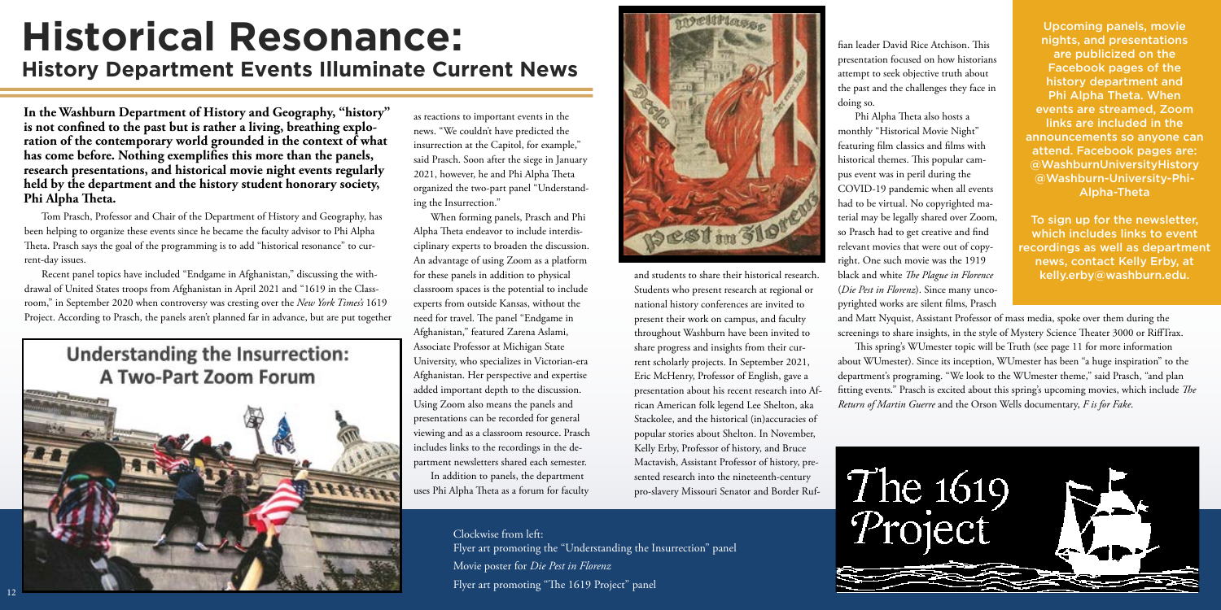# Historical Resonance:

## History Department Events Illuminate Current News

**In the Washburn Department of History and Geography, "history" is not confined to the past but is rather a living, breathing exploration of the contemporary world grounded in the context of what has come before. Nothing exemplifies this more than the panels, research presentations, and historical movie night events regularly held by the department and the history student honorary society, Phi Alpha Theta.**

Tom Prasch, Professor and Chair of the Department of History and Geography, has been helping to organize these events since he became the faculty advisor to Phi Alpha Theta. Prasch says the goal of the programming is to add "historical resonance" to current-day issues.

Recent panel topics have included "Endgame in Afghanistan," discussing the withdrawal of United States troops from Afghanistan in April 2021 and "1619 in the Classroom," in September 2020 when controversy was cresting over the *New York Times's* 1619 Project. According to Prasch, the panels aren't planned far in advance, but are put together as reactions to important events in the news. "We couldn't have predicted the insurrection at the Capitol, for example," said Prasch. Soon after the siege in January 2021, however, he and Phi Alpha Theta organized the two-part panel "Understanding the Insurrection."

When forming panels, Prasch and Phi Alpha Theta endeavor to include interdisciplinary experts to broaden the discussion. An advantage of using Zoom as a platform for these panels in addition to physical classroom spaces is the potential to include experts from outside Kansas, without the need for travel. The panel "Endgame in Afghanistan," featured Zarena Aslami, Associate Professor at Michigan State University, who specializes in Victorian-era Afghanistan. Her perspective and expertise added important depth to the discussion. Using Zoom also means the panels and presentations can be recorded for general viewing and as a classroom resource. Prasch includes links to the recordings in the department newsletters shared each semester.

In addition to panels, the department uses Phi Alpha Theta as a forum for faculty and students to share their historical research. Students who present research at regional or national history conferences are invited to present their work on campus, and faculty throughout Washburn have been invited to share progress and insights from their current scholarly projects. In September 2021, Eric McHenry, Professor of English, gave a presentation about his recent research into African American folk legend Lee Shelton, aka Stackolee, and the historical (in)accuracies of popular stories about Shelton. In November, Kelly Erby, Professor of history, and Bruce Mactavish, Assistant Professor of history, presented research into the nineteenth-century pro-slavery Missouri Senator and Border Ruffian leader David Rice Atchison. This presentation focused on how historians attempt to seek objective truth about the past and the challenges they face in doing so.

Phi Alpha Theta also hosts a monthly "Historical Movie Night" featuring film classics and films with historical themes. This popular campus event was in peril during the COVID-19 pandemic when all events had to be virtual. No copyrighted material may be legally shared over Zoom, so Prasch had to get creative and find relevant movies that were out of copyright. One such movie was the 1919 black and white *The Plague in Florence* (*Die Pest in Florenz*). Since many uncopyrighted works are silent films, Prasch and Matt Nyquist, Assistant Professor of mass media, spoke over them during the screenings to share insights, in the style of Mystery Science Theater 3000 or RiffTrax.

This spring's WUmester topic will be Truth (see page 11 for more information about WUmester). Since its inception, WUmester has been "a huge inspiration" to the department's programing. "We look to the WUmester theme," said Prasch, "and plan fitting events." Prasch is excited about this spring's upcoming movies, which include *The Return of Martin Guerre* and the Orson Wells documentary, *F is for Fake*.

Upcoming panels, movie nights, and presentations are publicized on the Facebook pages of the history department and Phi Alpha Theta. When events are streamed, Zoom links are included in the announcements so anyone can attend. Facebook pages are: @WashburnUniversityHistory @Washburn-University-Phi-Alpha-Theta

To sign up for the newsletter, which includes links to event recordings as well as department news, contact Kelly Erby, at kelly.erby@washburn.edu.

Understanding the Insurrection: A Two-Part Zoom Forum

The 1619 Project

Clockwise from left:
Flyer art promoting the "Understanding the Insurrection" panel
Movie poster for *Die Pest in Florenz*
Flyer art promoting "The 1619 Project" panel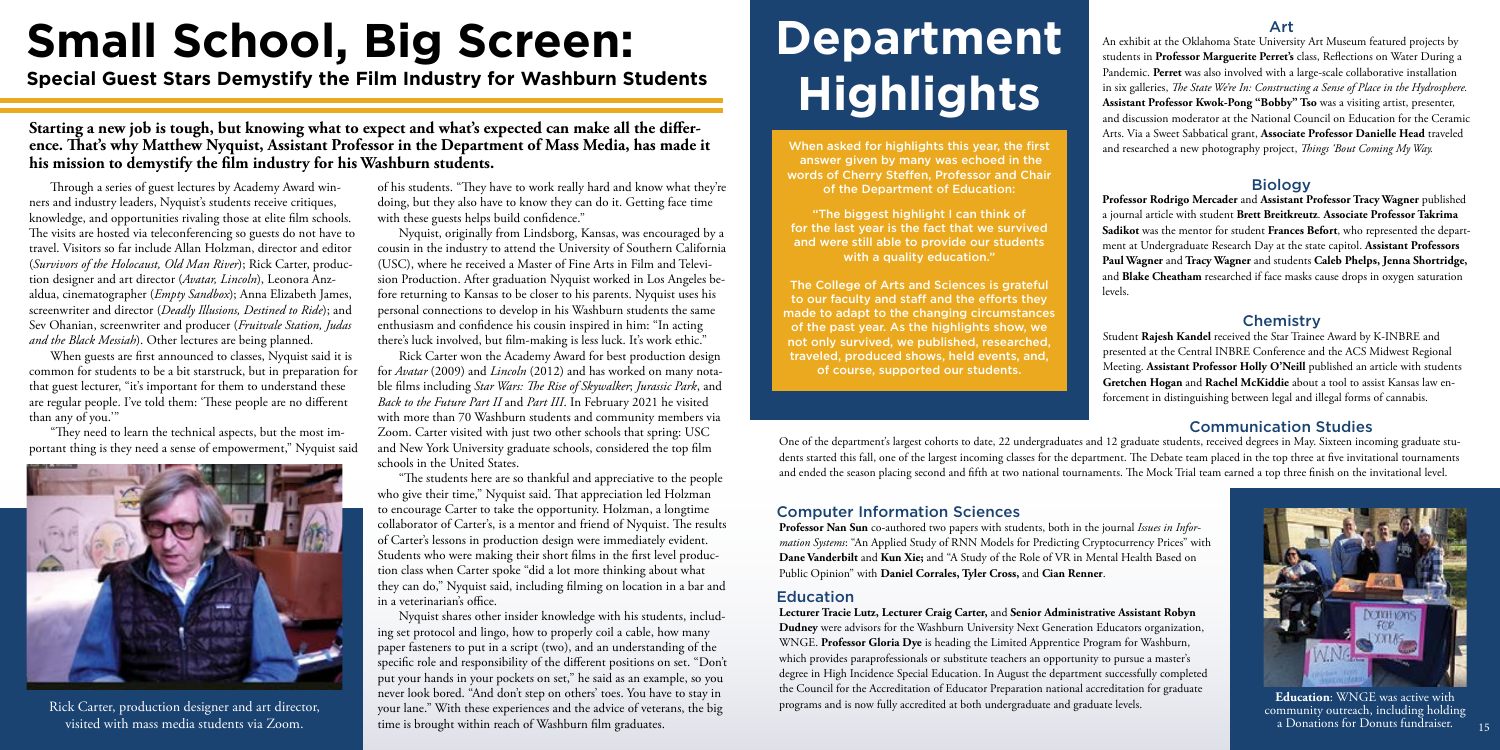# Small School, Big Screen:

## Special Guest Stars Demystify the Film Industry for Washburn Students

**Starting a new job is tough, but knowing what to expect and what's expected can make all the difference. That's why Matthew Nyquist, Assistant Professor in the Department of Mass Media, has made it his mission to demystify the film industry for his Washburn students.**

Through a series of guest lectures by Academy Award winners and industry leaders, Nyquist's students receive critiques, knowledge, and opportunities rivaling those at elite film schools. The visits are hosted via teleconferencing so guests do not have to travel. Visitors so far include Allan Holzman, director and editor (*Survivors of the Holocaust, Old Man River*); Rick Carter, production designer and art director (*Avatar, Lincoln*), Leonora Anzaldua, cinematographer (*Empty Sandbox*); Anna Elizabeth James, screenwriter and director (*Deadly Illusions, Destined to Ride*); and Sev Ohanian, screenwriter and producer (*Fruitvale Station, Judas and the Black Messiah*). Other lectures are being planned.

When guests are first announced to classes, Nyquist said it is common for students to be a bit starstruck, but in preparation for that guest lecturer, "it's important for them to understand these are regular people. I've told them: 'These people are no different than any of you.'"

"They need to learn the technical aspects, but the most important thing is they need a sense of empowerment," Nyquist said of his students. "They have to work really hard and know what they're doing, but they also have to know they can do it. Getting face time with these guests helps build confidence."

Nyquist, originally from Lindsborg, Kansas, was encouraged by a cousin in the industry to attend the University of Southern California (USC), where he received a Master of Fine Arts in Film and Television Production. After graduation Nyquist worked in Los Angeles before returning to Kansas to be closer to his parents. Nyquist uses his personal connections to develop in his Washburn students the same enthusiasm and confidence his cousin inspired in him: "In acting there's luck involved, but film-making is less luck. It's work ethic."

Rick Carter won the Academy Award for best production design for *Avatar* (2009) and *Lincoln* (2012) and has worked on many notable films including *Star Wars: The Rise of Skywalker*, *Jurassic Park*, and *Back to the Future Part II* and *Part III*. In February 2021 he visited with more than 70 Washburn students and community members via Zoom. Carter visited with just two other schools that spring: USC and New York University graduate schools, considered the top film schools in the United States.

"The students here are so thankful and appreciative to the people who give their time," Nyquist said. That appreciation led Holzman to encourage Carter to take the opportunity. Holzman, a longtime collaborator of Carter's, is a mentor and friend of Nyquist. The results of Carter's lessons in production design were immediately evident. Students who were making their short films in the first level production class when Carter spoke "did a lot more thinking about what they can do," Nyquist said, including filming on location in a bar and in a veterinarian's office.

Nyquist shares other insider knowledge with his students, including set protocol and lingo, how to properly coil a cable, how many paper fasteners to put in a script (two), and an understanding of the specific role and responsibility of the different positions on set. "Don't put your hands in your pockets on set," he said as an example, so you never look bored. "And don't step on others' toes. You have to stay in your lane." With these experiences and the advice of veterans, the big time is brought within reach of Washburn film graduates.

Rick Carter, production designer and art director, visited with mass media students via Zoom.

# Department Highlights

When asked for highlights this year, the first answer given by many was echoed in the words of Cherry Steffen, Professor and Chair of the Department of Education:

"The biggest highlight I can think of for the last year is the fact that we survived and were still able to provide our students with a quality education."

The College of Arts and Sciences is grateful to our faculty and staff and the efforts they made to adapt to the changing circumstances of the past year. As the highlights show, we not only survived, we published, researched, traveled, produced shows, held events, and, of course, supported our students.

### Art

An exhibit at the Oklahoma State University Art Museum featured projects by students in **Professor Marguerite Perret's** class, Reflections on Water During a Pandemic. **Perret** was also involved with a large-scale collaborative installation in six galleries, *The State We're In: Constructing a Sense of Place in the Hydrosphere*. **Assistant Professor Kwok-Pong "Bobby" Tso** was a visiting artist, presenter, and discussion moderator at the National Council on Education for the Ceramic Arts. Via a Sweet Sabbatical grant, **Associate Professor Danielle Head** traveled and researched a new photography project, *Things 'Bout Coming My Way*.

### Biology

**Professor Rodrigo Mercader** and **Assistant Professor Tracy Wagner** published a journal article with student **Brett Breitkreutz**. **Associate Professor Takrima Sadikot** was the mentor for student **Frances Befort**, who represented the department at Undergraduate Research Day at the state capitol. **Assistant Professors Paul Wagner** and **Tracy Wagner** and students **Caleb Phelps, Jenna Shortridge,** and **Blake Cheatham** researched if face masks cause drops in oxygen saturation levels.

### Chemistry

Student **Rajesh Kandel** received the Star Trainee Award by K-INBRE and presented at the Central INBRE Conference and the ACS Midwest Regional Meeting. **Assistant Professor Holly O'Neill** published an article with students **Gretchen Hogan** and **Rachel McKiddie** about a tool to assist Kansas law enforcement in distinguishing between legal and illegal forms of cannabis.

### Communication Studies

One of the department's largest cohorts to date, 22 undergraduates and 12 graduate students, received degrees in May. Sixteen incoming graduate students started this fall, one of the largest incoming classes for the department. The Debate team placed in the top three at five invitational tournaments and ended the season placing second and fifth at two national tournaments. The Mock Trial team earned a top three finish on the invitational level.

### Computer Information Sciences

**Professor Nan Sun** co-authored two papers with students, both in the journal *Issues in Information Systems*: "An Applied Study of RNN Models for Predicting Cryptocurrency Prices" with **Dane Vanderbilt** and **Kun Xie;** and "A Study of the Role of VR in Mental Health Based on Public Opinion" with **Daniel Corrales, Tyler Cross,** and **Cian Renner**.

### Education

**Lecturer Tracie Lutz, Lecturer Craig Carter,** and **Senior Administrative Assistant Robyn Dudney** were advisors for the Washburn University Next Generation Educators organization, WNGE. **Professor Gloria Dye** is heading the Limited Apprentice Program for Washburn, which provides paraprofessionals or substitute teachers an opportunity to pursue a master's degree in High Incidence Special Education. In August the department successfully completed the Council for the Accreditation of Educator Preparation national accreditation for graduate programs and is now fully accredited at both undergraduate and graduate levels.

**Education**: WNGE was active with community outreach, including holding a Donations for Donuts fundraiser.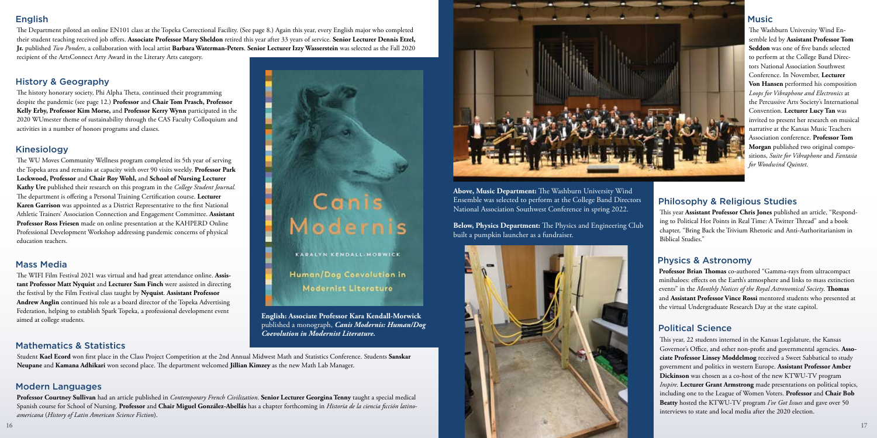## English

The Department piloted an online EN101 class at the Topeka Correctional Facility. (See page 8.) Again this year, every English major who completed their student teaching received job offers. **Associate Professor Mary Sheldon** retired this year after 33 years of service. **Senior Lecturer Dennis Etzel, Jr.** published *Two Ponders*, a collaboration with local artist **Barbara Waterman-Peters**. **Senior Lecturer Izzy Wasserstein** was selected as the Fall 2020 recipient of the ArtsConnect Arty Award in the Literary Arts category.

## History & Geography

The history honorary society, Phi Alpha Theta, continued their programming despite the pandemic (see page 12.) **Professor** and **Chair Tom Prasch, Professor Kelly Erby, Professor Kim Morse,** and **Professor Kerry Wynn** participated in the 2020 WUmester theme of sustainability through the CAS Faculty Colloquium and activities in a number of honors programs and classes.

## Kinesiology

The WU Moves Community Wellness program completed its 5th year of serving the Topeka area and remains at capacity with over 90 visits weekly. **Professor Park Lockwood, Professor** and **Chair Roy Wohl,** and **School of Nursing Lecturer Kathy Ure** published their research on this program in the *College Student Journal.* The department is offering a Personal Training Certification course. **Lecturer Karen Garrison** was appointed as a District Representative to the first National Athletic Trainers' Association Connection and Engagement Committee. **Assistant Professor Ross Friesen** made on online presentation at the KAHPERD Online Professional Development Workshop addressing pandemic concerns of physical education teachers.

## Mass Media

The WIFI Film Festival 2021 was virtual and had great attendance online. **Assistant Professor Matt Nyquist** and **Lecturer Sam Finch** were assisted in directing the festival by the Film Festival class taught by **Nyquist**. **Assistant Professor Andrew Anglin** continued his role as a board director of the Topeka Advertising Federation, helping to establish Spark Topeka, a professional development event aimed at college students.

**English: Associate Professor Kara Kendall-Morwick** published a monograph, ***Canis Modernis: Human/Dog Coevolution in Modernist Literature.***

## Mathematics & Statistics

Student **Kael Ecord** won first place in the Class Project Competition at the 2nd Annual Midwest Math and Statistics Conference. Students **Sanskar Neupane** and **Kamana Adhikari** won second place. The department welcomed **Jillian Kimzey** as the new Math Lab Manager.

## Modern Languages

**Professor Courtney Sullivan** had an article published in *Contemporary French Civilization*. **Senior Lecturer Georgina Tenny** taught a special medical Spanish course for School of Nursing. **Professor** and **Chair Miguel González-Abellás** has a chapter forthcoming in *Historia de la ciencia ficción latinoamericana* (*History of Latin American Science Fiction*).

**Above, Music Department:** The Washburn University Wind Ensemble was selected to perform at the College Band Directors National Association Southwest Conference in spring 2022.

**Below, Physics Department:** The Physics and Engineering Club built a pumpkin launcher as a fundraiser.

## Music

The Washburn University Wind Ensemble led by **Assistant Professor Tom Seddon** was one of five bands selected to perform at the College Band Directors National Association Southwest Conference. In November, **Lecturer Von Hansen** performed his composition *Loops for Vibraphone and Electronics* at the Percussive Arts Society's International Convention. **Lecturer Lucy Tan** was invited to present her research on musical narrative at the Kansas Music Teachers Association conference. **Professor Tom Morgan** published two original compositions, *Suite for Vibraphone* and *Fantasia for Woodwind Quintet*.

## Philosophy & Religious Studies

This year **Assistant Professor Chris Jones** published an article, "Responding to Political Hot Points in Real Time: A Twitter Thread" and a book chapter, "Bring Back the Trivium Rhetoric and Anti-Authoritarianism in Biblical Studies."

## Physics & Astronomy

**Professor Brian Thomas** co-authored "Gamma-rays from ultracompact minihaloes: effects on the Earth's atmosphere and links to mass extinction events" in the *Monthly Notices of the Royal Astronomical Society*. **Thomas** and **Assistant Professor Vince Rossi** mentored students who presented at the virtual Undergraduate Research Day at the state capitol.

## Political Science

This year, 22 students interned in the Kansas Legislature, the Kansas Governor's Office, and other non-profit and government agencies. **Associate Professor Linsey Moddelmog** received a Sweet Sabbatical to study government and politics in western Europe. **Assistant Professor Amber Dickinson** was chosen as a co-host of the new KTWU-TV program *Inspire*. **Lecturer Grant Armstrong** made presentations on political topics, including one to the League of Women Voters. **Professor** and **Chair Bob Beatty** hosted the KTWU-TV program *I've Got Issues* and gave over 50 interviews to state and local media after the 2020 election.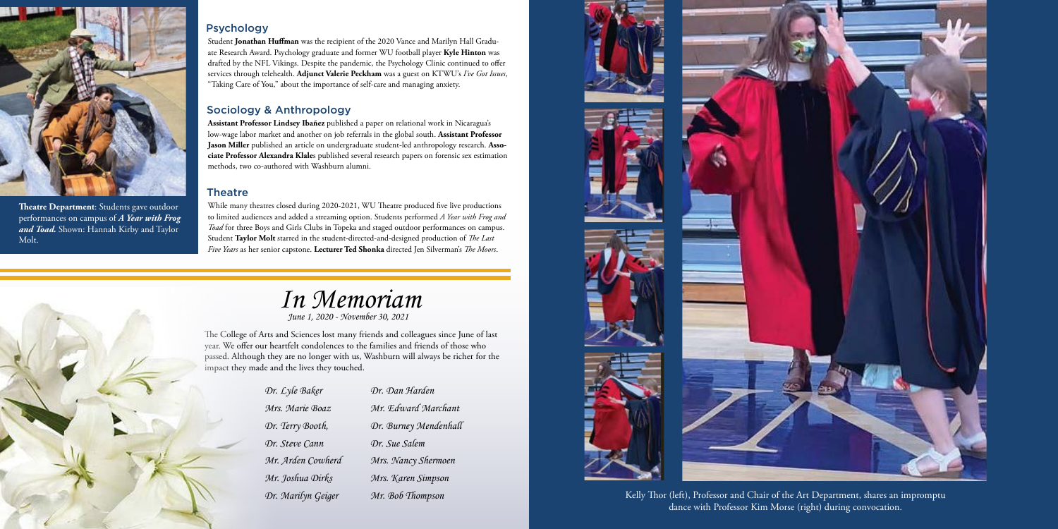**Theatre Department**: Students gave outdoor performances on campus of ***A Year with Frog and Toad.*** Shown: Hannah Kirby and Taylor Molt.

## Psychology

Student **Jonathan Huffman** was the recipient of the 2020 Vance and Marilyn Hall Graduate Research Award. Psychology graduate and former WU football player **Kyle Hinton** was drafted by the NFL Vikings. Despite the pandemic, the Psychology Clinic continued to offer services through telehealth. **Adjunct Valerie Peckham** was a guest on KTWU's *I've Got Issues*, "Taking Care of You," about the importance of self-care and managing anxiety.

## Sociology & Anthropology

**Assistant Professor Lindsey Ibañez** published a paper on relational work in Nicaragua's low-wage labor market and another on job referrals in the global south. **Assistant Professor Jason Miller** published an article on undergraduate student-led anthropology research. **Associate Professor Alexandra Klale**s published several research papers on forensic sex estimation methods, two co-authored with Washburn alumni.

## Theatre

While many theatres closed during 2020-2021, WU Theatre produced five live productions to limited audiences and added a streaming option. Students performed *A Year with Frog and Toad* for three Boys and Girls Clubs in Topeka and staged outdoor performances on campus. Student **Taylor Molt** starred in the student-directed-and-designed production of *The Last Five Years* as her senior capstone. **Lecturer Ted Shonka** directed Jen Silverman's *The Moors*.

# *In Memoriam*

*June 1, 2020 - November 30, 2021*

The College of Arts and Sciences lost many friends and colleagues since June of last year. We offer our heartfelt condolences to the families and friends of those who passed. Although they are no longer with us, Washburn will always be richer for the impact they made and the lives they touched.

*Dr. Lyle Baker*
*Mrs. Marie Boaz*
*Dr. Terry Booth,*
*Dr. Steve Cann*
*Mr. Arden Cowherd*
*Mr. Joshua Dirks*
*Dr. Marilyn Geiger*
*Dr. Dan Harden*
*Mr. Edward Marchant*
*Dr. Burney Mendenhall*
*Dr. Sue Salem*
*Mrs. Nancy Shermoen*
*Mrs. Karen Simpson*
*Mr. Bob Thompson*

Kelly Thor (left), Professor and Chair of the Art Department, shares an impromptu dance with Professor Kim Morse (right) during convocation.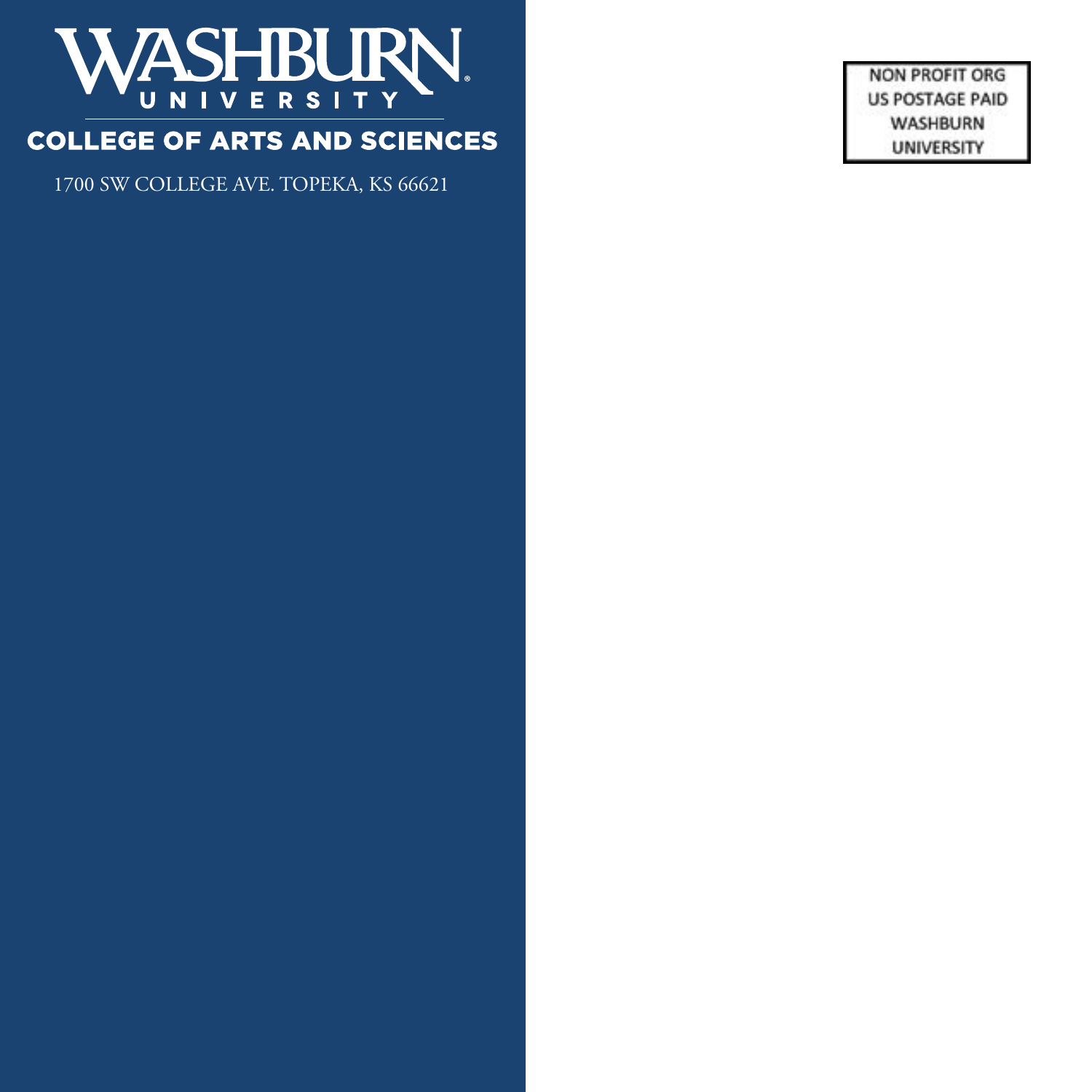# WASHBURN UNIVERSITY

## COLLEGE OF ARTS AND SCIENCES

1700 SW COLLEGE AVE. TOPEKA, KS 66621

NON PROFIT ORG
US POSTAGE PAID
WASHBURN
UNIVERSITY